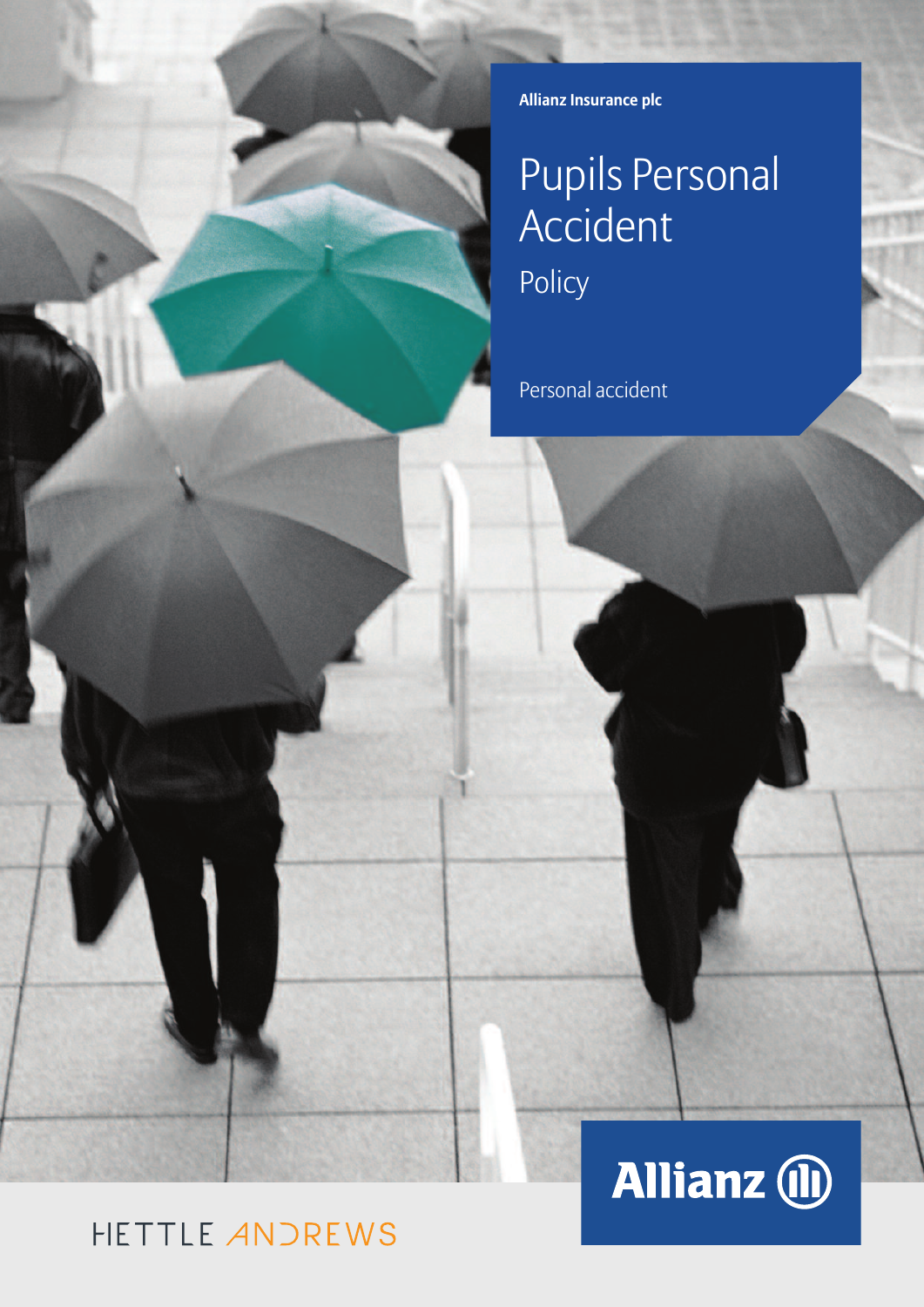Allianz Insurance plc

# Pupils Personal Accident

## Policy

Personal accident

Allianz

HETTLE ANDREWS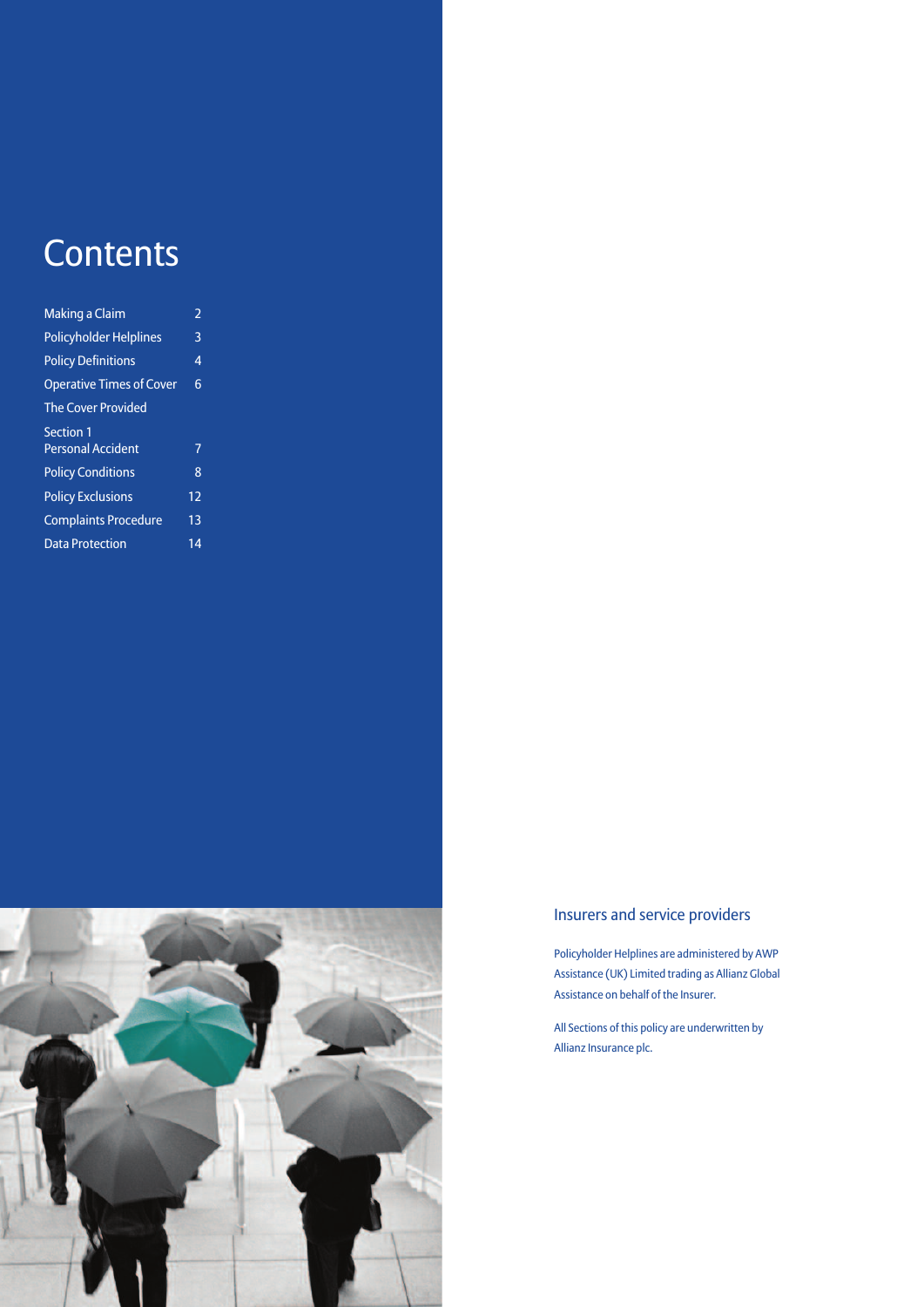# Contents

| | |
|---|---|
| Making a Claim | 2 |
| Policyholder Helplines | 3 |
| Policy Definitions | 4 |
| Operative Times of Cover | 6 |
| The Cover Provided | |
| Section 1 Personal Accident | 7 |
| Policy Conditions | 8 |
| Policy Exclusions | 12 |
| Complaints Procedure | 13 |
| Data Protection | 14 |

## Insurers and service providers

Policyholder Helplines are administered by AWP Assistance (UK) Limited trading as Allianz Global Assistance on behalf of the Insurer.

All Sections of this policy are underwritten by Allianz Insurance plc.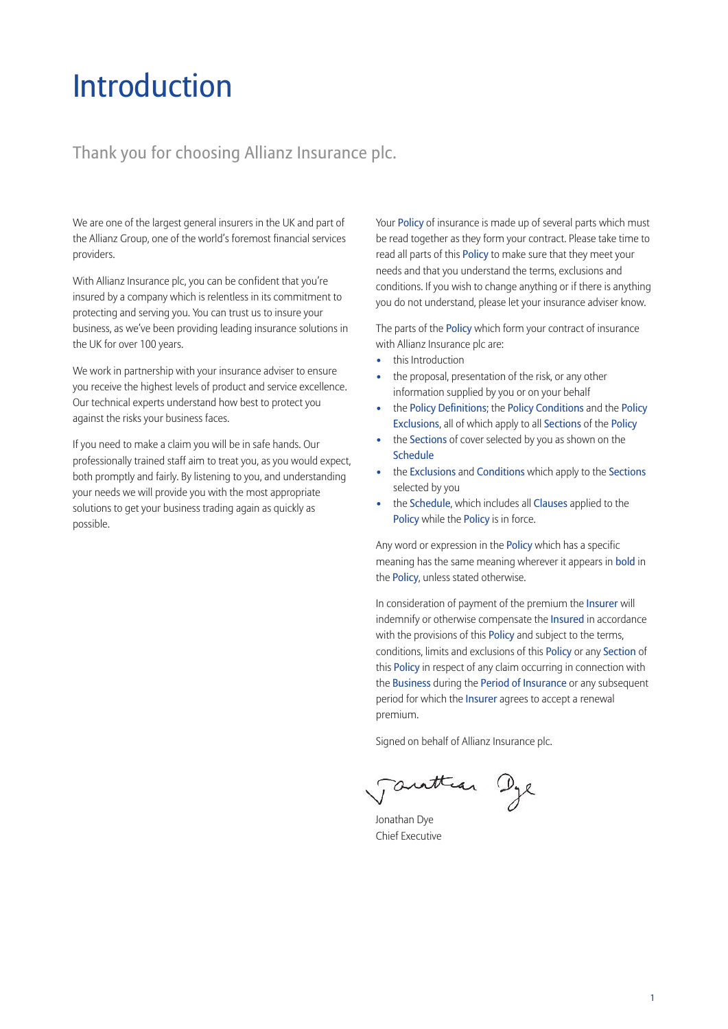# Introduction

## Thank you for choosing Allianz Insurance plc.

We are one of the largest general insurers in the UK and part of the Allianz Group, one of the world's foremost financial services providers.

With Allianz Insurance plc, you can be confident that you're insured by a company which is relentless in its commitment to protecting and serving you. You can trust us to insure your business, as we've been providing leading insurance solutions in the UK for over 100 years.

We work in partnership with your insurance adviser to ensure you receive the highest levels of product and service excellence. Our technical experts understand how best to protect you against the risks your business faces.

If you need to make a claim you will be in safe hands. Our professionally trained staff aim to treat you, as you would expect, both promptly and fairly. By listening to you, and understanding your needs we will provide you with the most appropriate solutions to get your business trading again as quickly as possible.

Your Policy of insurance is made up of several parts which must be read together as they form your contract. Please take time to read all parts of this Policy to make sure that they meet your needs and that you understand the terms, exclusions and conditions. If you wish to change anything or if there is anything you do not understand, please let your insurance adviser know.

The parts of the Policy which form your contract of insurance with Allianz Insurance plc are:

- this Introduction
- the proposal, presentation of the risk, or any other information supplied by you or on your behalf
- the Policy Definitions; the Policy Conditions and the Policy Exclusions, all of which apply to all Sections of the Policy
- the Sections of cover selected by you as shown on the Schedule
- the Exclusions and Conditions which apply to the Sections selected by you
- the Schedule, which includes all Clauses applied to the Policy while the Policy is in force.

Any word or expression in the Policy which has a specific meaning has the same meaning wherever it appears in **bold** in the Policy, unless stated otherwise.

In consideration of payment of the premium the Insurer will indemnify or otherwise compensate the Insured in accordance with the provisions of this Policy and subject to the terms, conditions, limits and exclusions of this Policy or any Section of this Policy in respect of any claim occurring in connection with the Business during the Period of Insurance or any subsequent period for which the Insurer agrees to accept a renewal premium.

Signed on behalf of Allianz Insurance plc.

Jonathan Dye
Chief Executive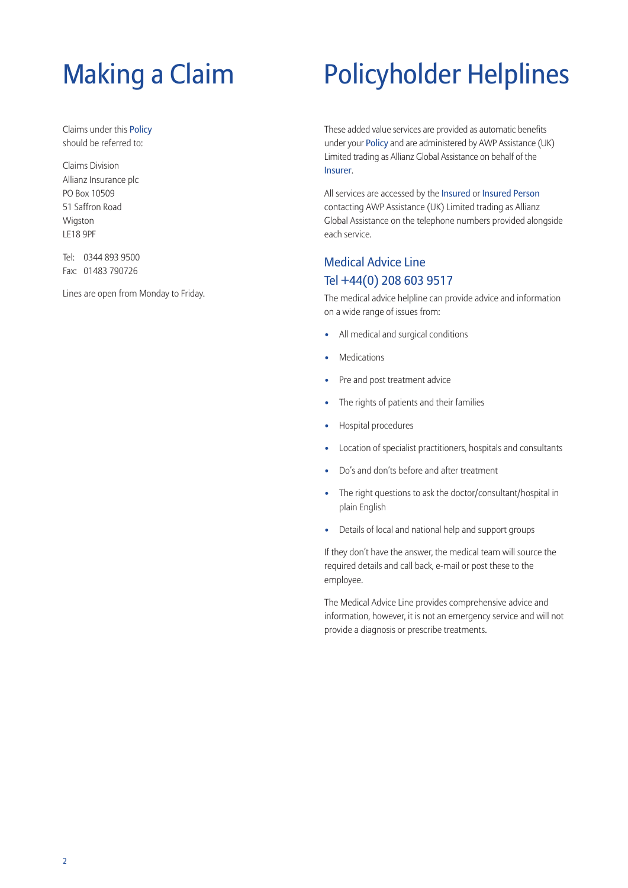# Making a Claim

Claims under this Policy should be referred to:

Claims Division
Allianz Insurance plc
PO Box 10509
51 Saffron Road
Wigston
LE18 9PF

Tel: 0344 893 9500
Fax: 01483 790726

Lines are open from Monday to Friday.

# Policyholder Helplines

These added value services are provided as automatic benefits under your Policy and are administered by AWP Assistance (UK) Limited trading as Allianz Global Assistance on behalf of the Insurer.

All services are accessed by the Insured or Insured Person contacting AWP Assistance (UK) Limited trading as Allianz Global Assistance on the telephone numbers provided alongside each service.

## Medical Advice Line
## Tel +44(0) 208 603 9517

The medical advice helpline can provide advice and information on a wide range of issues from:

- All medical and surgical conditions
- Medications
- Pre and post treatment advice
- The rights of patients and their families
- Hospital procedures
- Location of specialist practitioners, hospitals and consultants
- Do's and don'ts before and after treatment
- The right questions to ask the doctor/consultant/hospital in plain English
- Details of local and national help and support groups

If they don't have the answer, the medical team will source the required details and call back, e-mail or post these to the employee.

The Medical Advice Line provides comprehensive advice and information, however, it is not an emergency service and will not provide a diagnosis or prescribe treatments.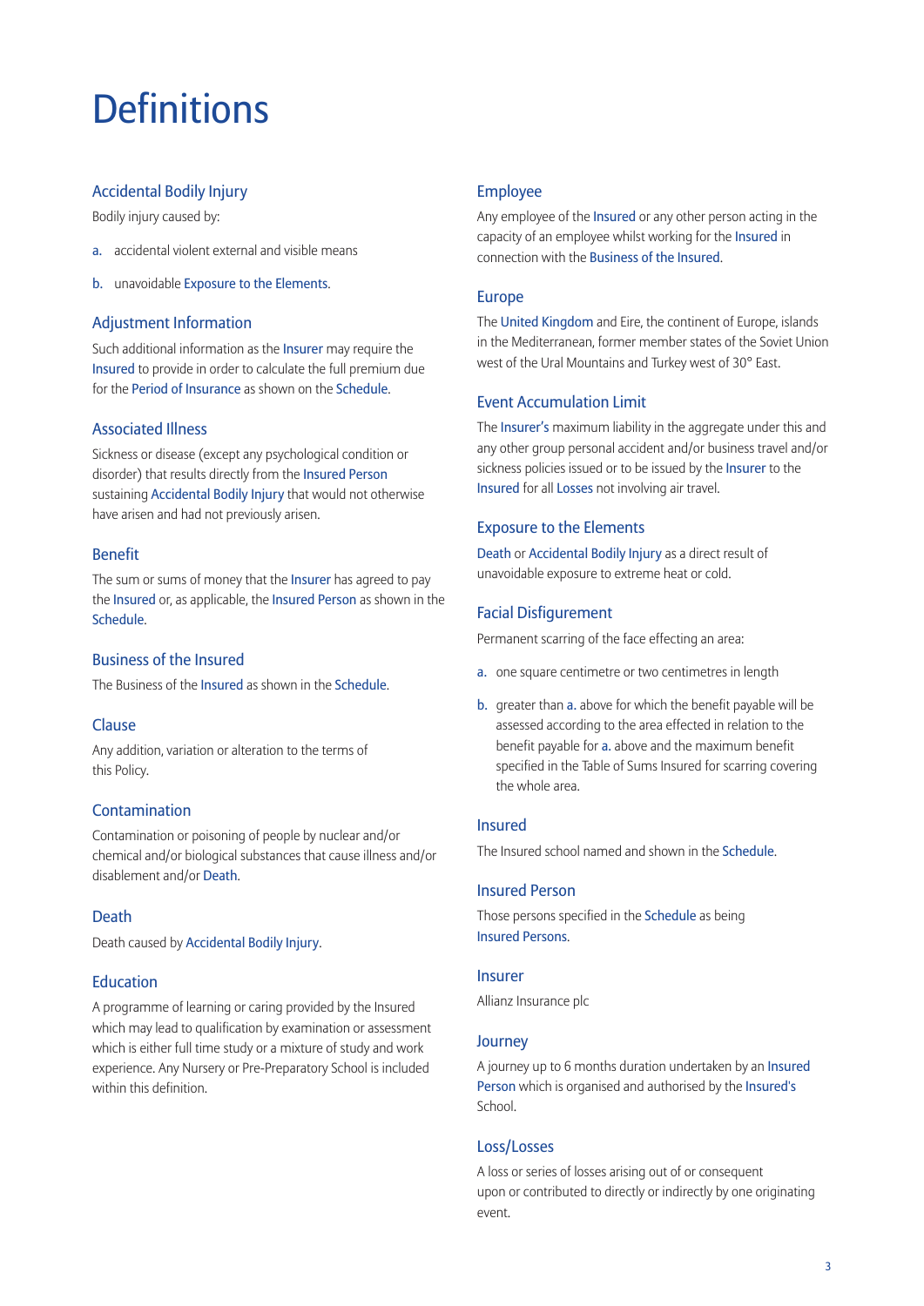# Definitions

## Accidental Bodily Injury

Bodily injury caused by:

a. accidental violent external and visible means

b. unavoidable Exposure to the Elements.

## Adjustment Information

Such additional information as the Insurer may require the Insured to provide in order to calculate the full premium due for the Period of Insurance as shown on the Schedule.

## Associated Illness

Sickness or disease (except any psychological condition or disorder) that results directly from the Insured Person sustaining Accidental Bodily Injury that would not otherwise have arisen and had not previously arisen.

## Benefit

The sum or sums of money that the Insurer has agreed to pay the Insured or, as applicable, the Insured Person as shown in the Schedule.

## Business of the Insured

The Business of the Insured as shown in the Schedule.

## Clause

Any addition, variation or alteration to the terms of this Policy.

## Contamination

Contamination or poisoning of people by nuclear and/or chemical and/or biological substances that cause illness and/or disablement and/or Death.

## Death

Death caused by Accidental Bodily Injury.

## Education

A programme of learning or caring provided by the Insured which may lead to qualification by examination or assessment which is either full time study or a mixture of study and work experience. Any Nursery or Pre-Preparatory School is included within this definition.

## Employee

Any employee of the Insured or any other person acting in the capacity of an employee whilst working for the Insured in connection with the Business of the Insured.

## Europe

The United Kingdom and Eire, the continent of Europe, islands in the Mediterranean, former member states of the Soviet Union west of the Ural Mountains and Turkey west of 30° East.

## Event Accumulation Limit

The Insurer's maximum liability in the aggregate under this and any other group personal accident and/or business travel and/or sickness policies issued or to be issued by the Insurer to the Insured for all Losses not involving air travel.

## Exposure to the Elements

Death or Accidental Bodily Injury as a direct result of unavoidable exposure to extreme heat or cold.

## Facial Disfigurement

Permanent scarring of the face effecting an area:

a. one square centimetre or two centimetres in length

b. greater than a. above for which the benefit payable will be assessed according to the area effected in relation to the benefit payable for a. above and the maximum benefit specified in the Table of Sums Insured for scarring covering the whole area.

## Insured

The Insured school named and shown in the Schedule.

## Insured Person

Those persons specified in the Schedule as being Insured Persons.

## Insurer

Allianz Insurance plc

## Journey

A journey up to 6 months duration undertaken by an Insured Person which is organised and authorised by the Insured's School.

## Loss/Losses

A loss or series of losses arising out of or consequent upon or contributed to directly or indirectly by one originating event.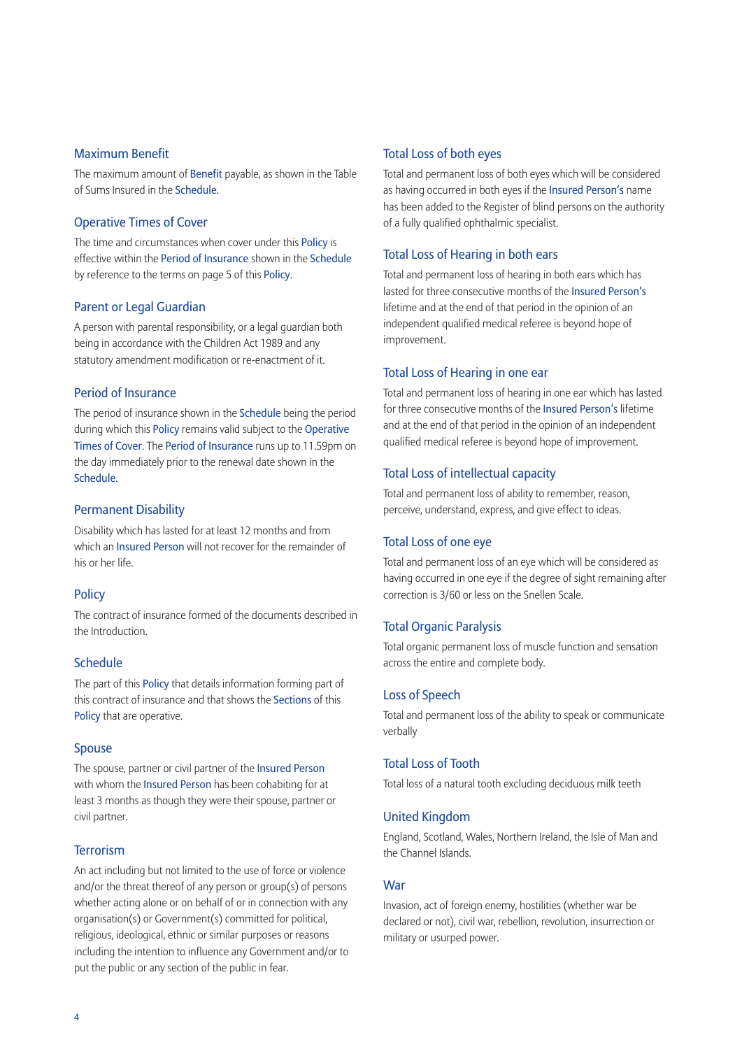### Maximum Benefit

The maximum amount of Benefit payable, as shown in the Table of Sums Insured in the Schedule.

### Operative Times of Cover

The time and circumstances when cover under this Policy is effective within the Period of Insurance shown in the Schedule by reference to the terms on page 5 of this Policy.

### Parent or Legal Guardian

A person with parental responsibility, or a legal guardian both being in accordance with the Children Act 1989 and any statutory amendment modification or re-enactment of it.

### Period of Insurance

The period of insurance shown in the Schedule being the period during which this Policy remains valid subject to the Operative Times of Cover. The Period of Insurance runs up to 11.59pm on the day immediately prior to the renewal date shown in the Schedule.

### Permanent Disability

Disability which has lasted for at least 12 months and from which an Insured Person will not recover for the remainder of his or her life.

### Policy

The contract of insurance formed of the documents described in the Introduction.

### Schedule

The part of this Policy that details information forming part of this contract of insurance and that shows the Sections of this Policy that are operative.

### Spouse

The spouse, partner or civil partner of the Insured Person with whom the Insured Person has been cohabiting for at least 3 months as though they were their spouse, partner or civil partner.

### Terrorism

An act including but not limited to the use of force or violence and/or the threat thereof of any person or group(s) of persons whether acting alone or on behalf of or in connection with any organisation(s) or Government(s) committed for political, religious, ideological, ethnic or similar purposes or reasons including the intention to influence any Government and/or to put the public or any section of the public in fear.

### Total Loss of both eyes

Total and permanent loss of both eyes which will be considered as having occurred in both eyes if the Insured Person's name has been added to the Register of blind persons on the authority of a fully qualified ophthalmic specialist.

### Total Loss of Hearing in both ears

Total and permanent loss of hearing in both ears which has lasted for three consecutive months of the Insured Person's lifetime and at the end of that period in the opinion of an independent qualified medical referee is beyond hope of improvement.

### Total Loss of Hearing in one ear

Total and permanent loss of hearing in one ear which has lasted for three consecutive months of the Insured Person's lifetime and at the end of that period in the opinion of an independent qualified medical referee is beyond hope of improvement.

### Total Loss of intellectual capacity

Total and permanent loss of ability to remember, reason, perceive, understand, express, and give effect to ideas.

### Total Loss of one eye

Total and permanent loss of an eye which will be considered as having occurred in one eye if the degree of sight remaining after correction is 3/60 or less on the Snellen Scale.

### Total Organic Paralysis

Total organic permanent loss of muscle function and sensation across the entire and complete body.

### Loss of Speech

Total and permanent loss of the ability to speak or communicate verbally

### Total Loss of Tooth

Total loss of a natural tooth excluding deciduous milk teeth

### United Kingdom

England, Scotland, Wales, Northern Ireland, the Isle of Man and the Channel Islands.

### War

Invasion, act of foreign enemy, hostilities (whether war be declared or not), civil war, rebellion, revolution, insurrection or military or usurped power.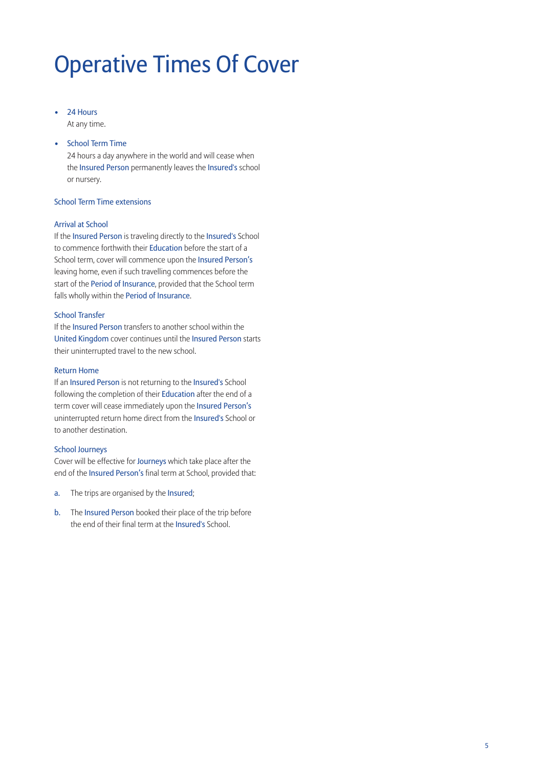# Operative Times Of Cover

- 24 Hours
  At any time.

- School Term Time
  24 hours a day anywhere in the world and will cease when the Insured Person permanently leaves the Insured's school or nursery.

### School Term Time extensions

#### Arrival at School

If the Insured Person is traveling directly to the Insured's School to commence forthwith their Education before the start of a School term, cover will commence upon the Insured Person's leaving home, even if such travelling commences before the start of the Period of Insurance, provided that the School term falls wholly within the Period of Insurance.

#### School Transfer

If the Insured Person transfers to another school within the United Kingdom cover continues until the Insured Person starts their uninterrupted travel to the new school.

#### Return Home

If an Insured Person is not returning to the Insured's School following the completion of their Education after the end of a term cover will cease immediately upon the Insured Person's uninterrupted return home direct from the Insured's School or to another destination.

#### School Journeys

Cover will be effective for Journeys which take place after the end of the Insured Person's final term at School, provided that:

a. The trips are organised by the Insured;

b. The Insured Person booked their place of the trip before the end of their final term at the Insured's School.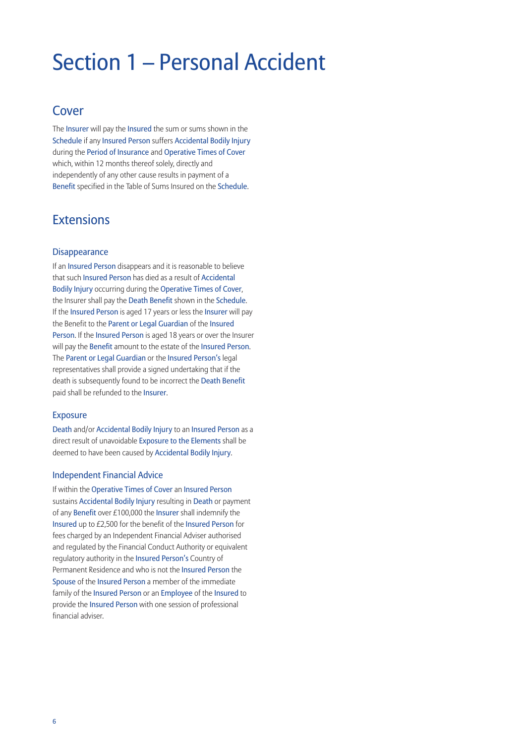# Section 1 – Personal Accident

## Cover

The Insurer will pay the Insured the sum or sums shown in the Schedule if any Insured Person suffers Accidental Bodily Injury during the Period of Insurance and Operative Times of Cover which, within 12 months thereof solely, directly and independently of any other cause results in payment of a Benefit specified in the Table of Sums Insured on the Schedule.

## Extensions

### Disappearance

If an Insured Person disappears and it is reasonable to believe that such Insured Person has died as a result of Accidental Bodily Injury occurring during the Operative Times of Cover, the Insurer shall pay the Death Benefit shown in the Schedule. If the Insured Person is aged 17 years or less the Insurer will pay the Benefit to the Parent or Legal Guardian of the Insured Person. If the Insured Person is aged 18 years or over the Insurer will pay the Benefit amount to the estate of the Insured Person. The Parent or Legal Guardian or the Insured Person's legal representatives shall provide a signed undertaking that if the death is subsequently found to be incorrect the Death Benefit paid shall be refunded to the Insurer.

### Exposure

Death and/or Accidental Bodily Injury to an Insured Person as a direct result of unavoidable Exposure to the Elements shall be deemed to have been caused by Accidental Bodily Injury.

### Independent Financial Advice

If within the Operative Times of Cover an Insured Person sustains Accidental Bodily Injury resulting in Death or payment of any Benefit over £100,000 the Insurer shall indemnify the Insured up to £2,500 for the benefit of the Insured Person for fees charged by an Independent Financial Adviser authorised and regulated by the Financial Conduct Authority or equivalent regulatory authority in the Insured Person's Country of Permanent Residence and who is not the Insured Person the Spouse of the Insured Person a member of the immediate family of the Insured Person or an Employee of the Insured to provide the Insured Person with one session of professional financial adviser.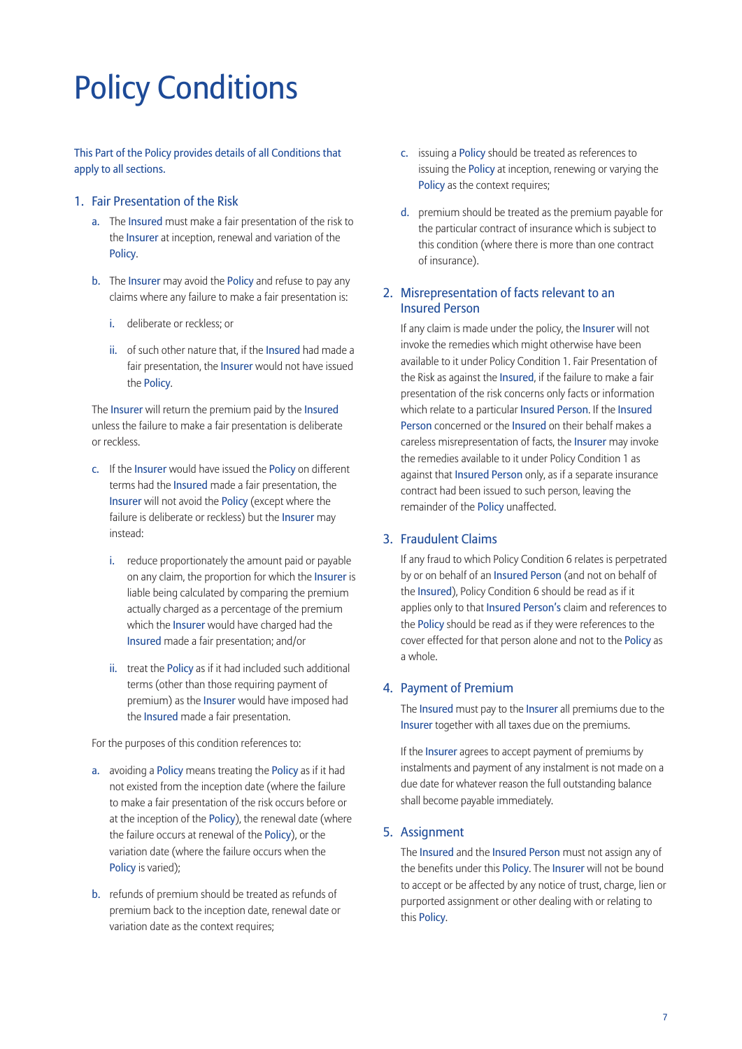# Policy Conditions

This Part of the Policy provides details of all Conditions that apply to all sections.

## 1. Fair Presentation of the Risk

a. The Insured must make a fair presentation of the risk to the Insurer at inception, renewal and variation of the Policy.

b. The Insurer may avoid the Policy and refuse to pay any claims where any failure to make a fair presentation is:

   i. deliberate or reckless; or

   ii. of such other nature that, if the Insured had made a fair presentation, the Insurer would not have issued the Policy.

The Insurer will return the premium paid by the Insured unless the failure to make a fair presentation is deliberate or reckless.

c. If the Insurer would have issued the Policy on different terms had the Insured made a fair presentation, the Insurer will not avoid the Policy (except where the failure is deliberate or reckless) but the Insurer may instead:

   i. reduce proportionately the amount paid or payable on any claim, the proportion for which the Insurer is liable being calculated by comparing the premium actually charged as a percentage of the premium which the Insurer would have charged had the Insured made a fair presentation; and/or

   ii. treat the Policy as if it had included such additional terms (other than those requiring payment of premium) as the Insurer would have imposed had the Insured made a fair presentation.

For the purposes of this condition references to:

a. avoiding a Policy means treating the Policy as if it had not existed from the inception date (where the failure to make a fair presentation of the risk occurs before or at the inception of the Policy), the renewal date (where the failure occurs at renewal of the Policy), or the variation date (where the failure occurs when the Policy is varied);

b. refunds of premium should be treated as refunds of premium back to the inception date, renewal date or variation date as the context requires;

c. issuing a Policy should be treated as references to issuing the Policy at inception, renewing or varying the Policy as the context requires;

d. premium should be treated as the premium payable for the particular contract of insurance which is subject to this condition (where there is more than one contract of insurance).

## 2. Misrepresentation of facts relevant to an Insured Person

If any claim is made under the policy, the Insurer will not invoke the remedies which might otherwise have been available to it under Policy Condition 1. Fair Presentation of the Risk as against the Insured, if the failure to make a fair presentation of the risk concerns only facts or information which relate to a particular Insured Person. If the Insured Person concerned or the Insured on their behalf makes a careless misrepresentation of facts, the Insurer may invoke the remedies available to it under Policy Condition 1 as against that Insured Person only, as if a separate insurance contract had been issued to such person, leaving the remainder of the Policy unaffected.

## 3. Fraudulent Claims

If any fraud to which Policy Condition 6 relates is perpetrated by or on behalf of an Insured Person (and not on behalf of the Insured), Policy Condition 6 should be read as if it applies only to that Insured Person's claim and references to the Policy should be read as if they were references to the cover effected for that person alone and not to the Policy as a whole.

## 4. Payment of Premium

The Insured must pay to the Insurer all premiums due to the Insurer together with all taxes due on the premiums.

If the Insurer agrees to accept payment of premiums by instalments and payment of any instalment is not made on a due date for whatever reason the full outstanding balance shall become payable immediately.

## 5. Assignment

The Insured and the Insured Person must not assign any of the benefits under this Policy. The Insurer will not be bound to accept or be affected by any notice of trust, charge, lien or purported assignment or other dealing with or relating to this Policy.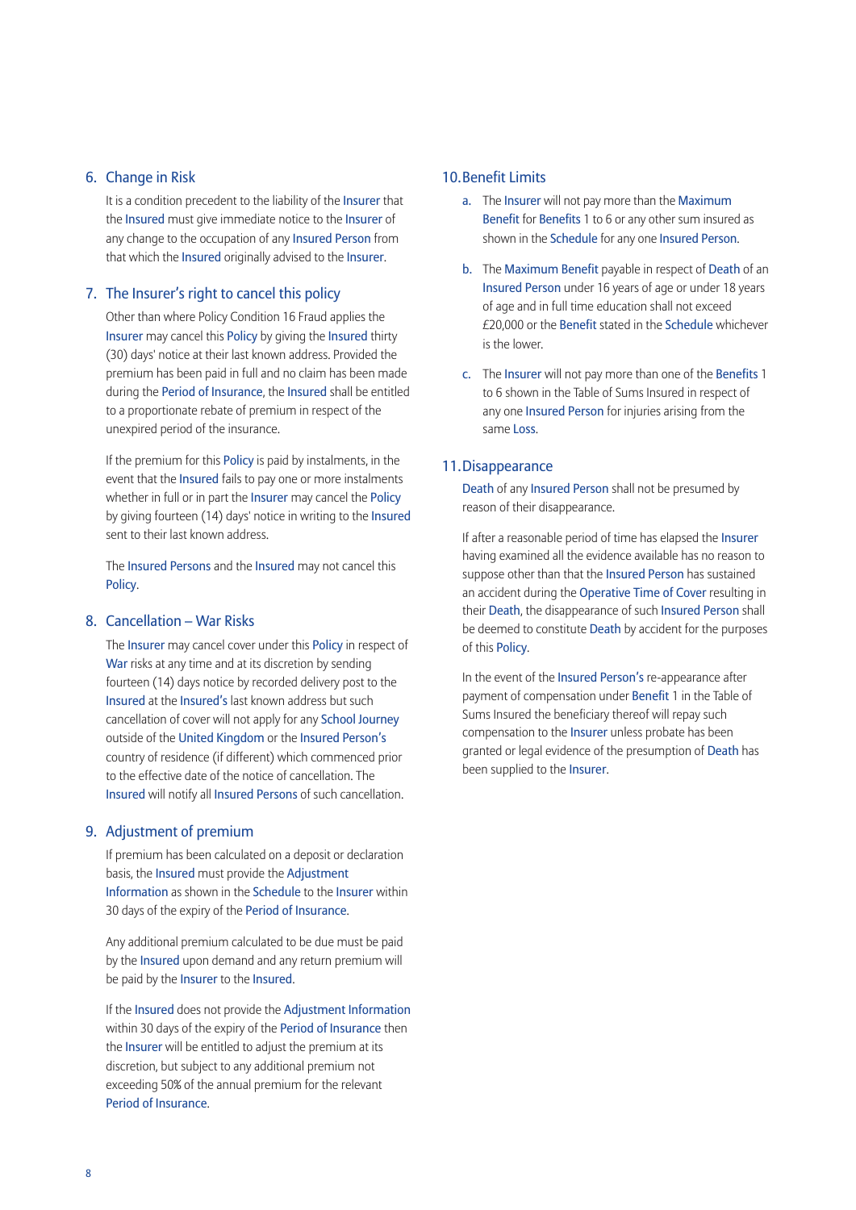## 6. Change in Risk

It is a condition precedent to the liability of the Insurer that the Insured must give immediate notice to the Insurer of any change to the occupation of any Insured Person from that which the Insured originally advised to the Insurer.

## 7. The Insurer's right to cancel this policy

Other than where Policy Condition 16 Fraud applies the Insurer may cancel this Policy by giving the Insured thirty (30) days' notice at their last known address. Provided the premium has been paid in full and no claim has been made during the Period of Insurance, the Insured shall be entitled to a proportionate rebate of premium in respect of the unexpired period of the insurance.

If the premium for this Policy is paid by instalments, in the event that the Insured fails to pay one or more instalments whether in full or in part the Insurer may cancel the Policy by giving fourteen (14) days' notice in writing to the Insured sent to their last known address.

The Insured Persons and the Insured may not cancel this Policy.

## 8. Cancellation – War Risks

The Insurer may cancel cover under this Policy in respect of War risks at any time and at its discretion by sending fourteen (14) days notice by recorded delivery post to the Insured at the Insured's last known address but such cancellation of cover will not apply for any School Journey outside of the United Kingdom or the Insured Person's country of residence (if different) which commenced prior to the effective date of the notice of cancellation. The Insured will notify all Insured Persons of such cancellation.

## 9. Adjustment of premium

If premium has been calculated on a deposit or declaration basis, the Insured must provide the Adjustment Information as shown in the Schedule to the Insurer within 30 days of the expiry of the Period of Insurance.

Any additional premium calculated to be due must be paid by the Insured upon demand and any return premium will be paid by the Insurer to the Insured.

If the Insured does not provide the Adjustment Information within 30 days of the expiry of the Period of Insurance then the Insurer will be entitled to adjust the premium at its discretion, but subject to any additional premium not exceeding 50% of the annual premium for the relevant Period of Insurance.

## 10. Benefit Limits

a. The Insurer will not pay more than the Maximum Benefit for Benefits 1 to 6 or any other sum insured as shown in the Schedule for any one Insured Person.

b. The Maximum Benefit payable in respect of Death of an Insured Person under 16 years of age or under 18 years of age and in full time education shall not exceed £20,000 or the Benefit stated in the Schedule whichever is the lower.

c. The Insurer will not pay more than one of the Benefits 1 to 6 shown in the Table of Sums Insured in respect of any one Insured Person for injuries arising from the same Loss.

## 11. Disappearance

Death of any Insured Person shall not be presumed by reason of their disappearance.

If after a reasonable period of time has elapsed the Insurer having examined all the evidence available has no reason to suppose other than that the Insured Person has sustained an accident during the Operative Time of Cover resulting in their Death, the disappearance of such Insured Person shall be deemed to constitute Death by accident for the purposes of this Policy.

In the event of the Insured Person's re-appearance after payment of compensation under Benefit 1 in the Table of Sums Insured the beneficiary thereof will repay such compensation to the Insurer unless probate has been granted or legal evidence of the presumption of Death has been supplied to the Insurer.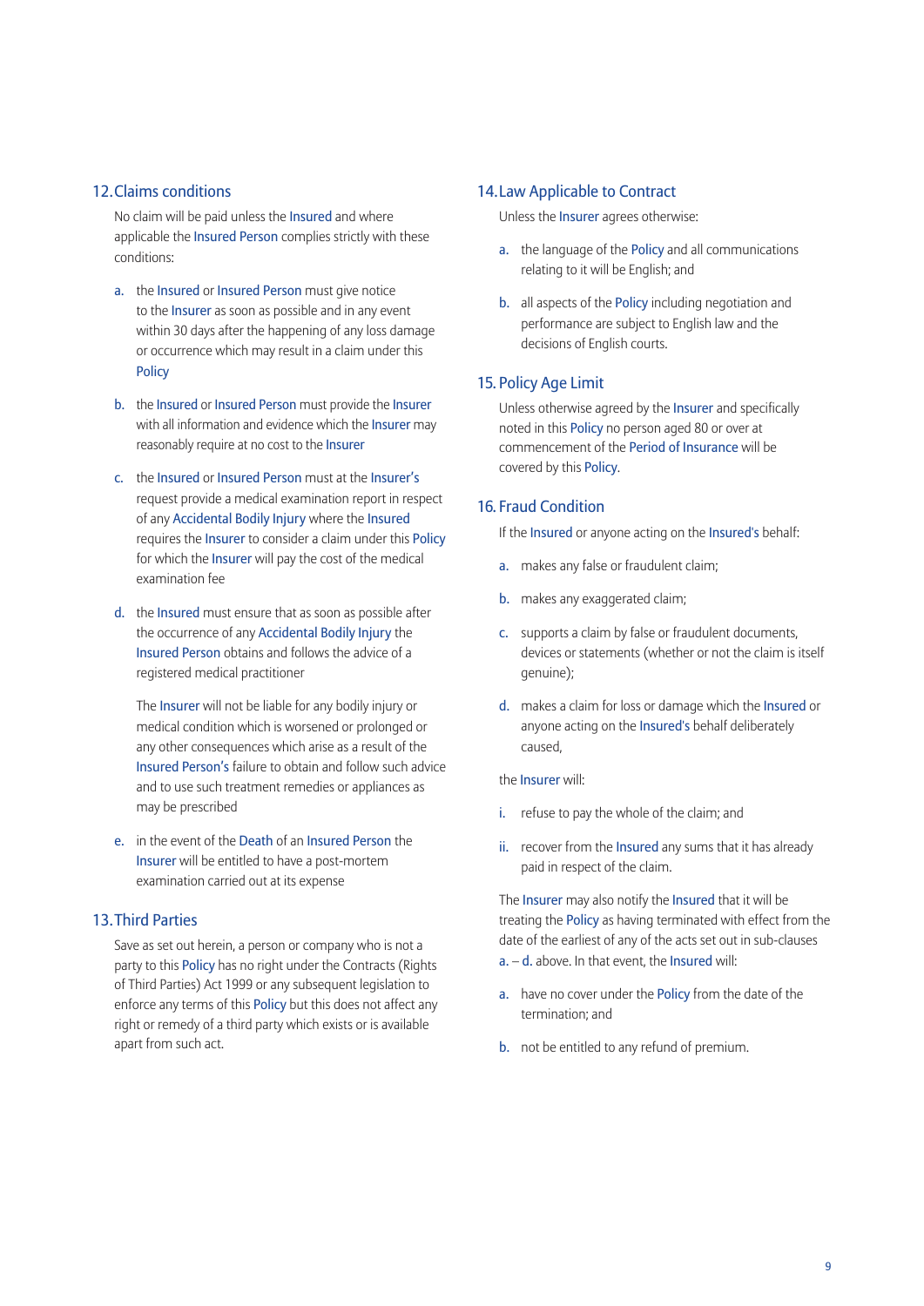## 12. Claims conditions

No claim will be paid unless the Insured and where applicable the Insured Person complies strictly with these conditions:

a. the Insured or Insured Person must give notice to the Insurer as soon as possible and in any event within 30 days after the happening of any loss damage or occurrence which may result in a claim under this Policy

b. the Insured or Insured Person must provide the Insurer with all information and evidence which the Insurer may reasonably require at no cost to the Insurer

c. the Insured or Insured Person must at the Insurer's request provide a medical examination report in respect of any Accidental Bodily Injury where the Insured requires the Insurer to consider a claim under this Policy for which the Insurer will pay the cost of the medical examination fee

d. the Insured must ensure that as soon as possible after the occurrence of any Accidental Bodily Injury the Insured Person obtains and follows the advice of a registered medical practitioner

   The Insurer will not be liable for any bodily injury or medical condition which is worsened or prolonged or any other consequences which arise as a result of the Insured Person's failure to obtain and follow such advice and to use such treatment remedies or appliances as may be prescribed

e. in the event of the Death of an Insured Person the Insurer will be entitled to have a post-mortem examination carried out at its expense

## 13. Third Parties

Save as set out herein, a person or company who is not a party to this Policy has no right under the Contracts (Rights of Third Parties) Act 1999 or any subsequent legislation to enforce any terms of this Policy but this does not affect any right or remedy of a third party which exists or is available apart from such act.

## 14. Law Applicable to Contract

Unless the Insurer agrees otherwise:

a. the language of the Policy and all communications relating to it will be English; and

b. all aspects of the Policy including negotiation and performance are subject to English law and the decisions of English courts.

## 15. Policy Age Limit

Unless otherwise agreed by the Insurer and specifically noted in this Policy no person aged 80 or over at commencement of the Period of Insurance will be covered by this Policy.

## 16. Fraud Condition

If the Insured or anyone acting on the Insured's behalf:

a. makes any false or fraudulent claim;

b. makes any exaggerated claim;

c. supports a claim by false or fraudulent documents, devices or statements (whether or not the claim is itself genuine);

d. makes a claim for loss or damage which the Insured or anyone acting on the Insured's behalf deliberately caused,

the Insurer will:

i. refuse to pay the whole of the claim; and

ii. recover from the Insured any sums that it has already paid in respect of the claim.

The Insurer may also notify the Insured that it will be treating the Policy as having terminated with effect from the date of the earliest of any of the acts set out in sub-clauses a. – d. above. In that event, the Insured will:

a. have no cover under the Policy from the date of the termination; and

b. not be entitled to any refund of premium.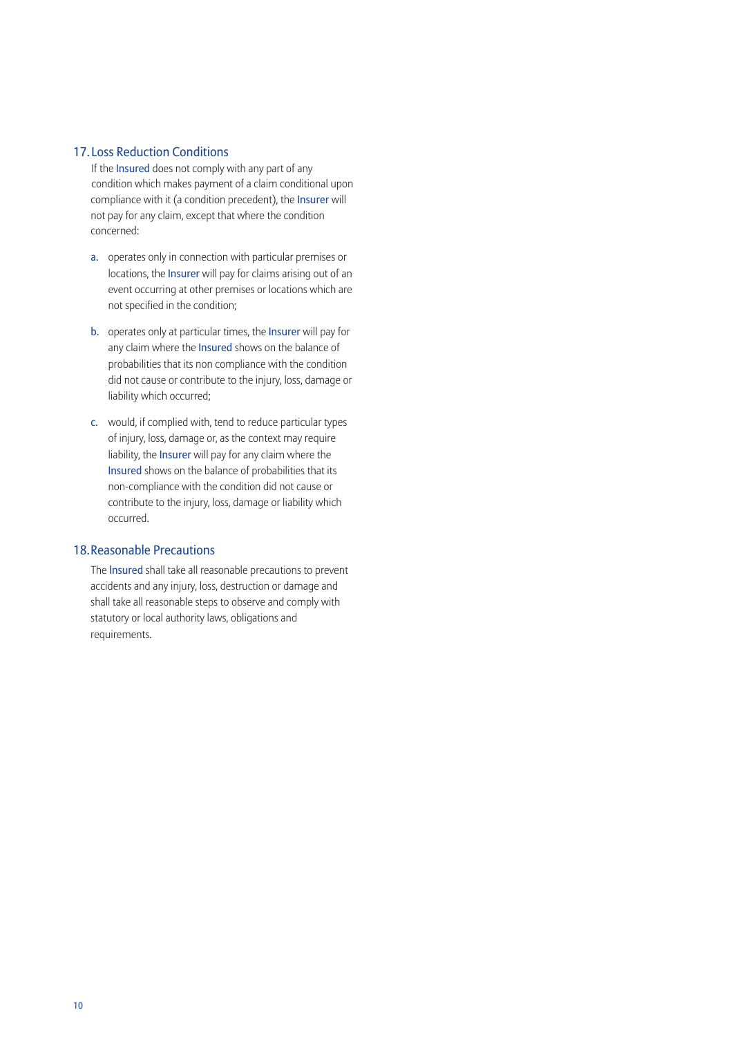## 17. Loss Reduction Conditions

If the Insured does not comply with any part of any condition which makes payment of a claim conditional upon compliance with it (a condition precedent), the Insurer will not pay for any claim, except that where the condition concerned:

a. operates only in connection with particular premises or locations, the Insurer will pay for claims arising out of an event occurring at other premises or locations which are not specified in the condition;

b. operates only at particular times, the Insurer will pay for any claim where the Insured shows on the balance of probabilities that its non compliance with the condition did not cause or contribute to the injury, loss, damage or liability which occurred;

c. would, if complied with, tend to reduce particular types of injury, loss, damage or, as the context may require liability, the Insurer will pay for any claim where the Insured shows on the balance of probabilities that its non-compliance with the condition did not cause or contribute to the injury, loss, damage or liability which occurred.

## 18. Reasonable Precautions

The Insured shall take all reasonable precautions to prevent accidents and any injury, loss, destruction or damage and shall take all reasonable steps to observe and comply with statutory or local authority laws, obligations and requirements.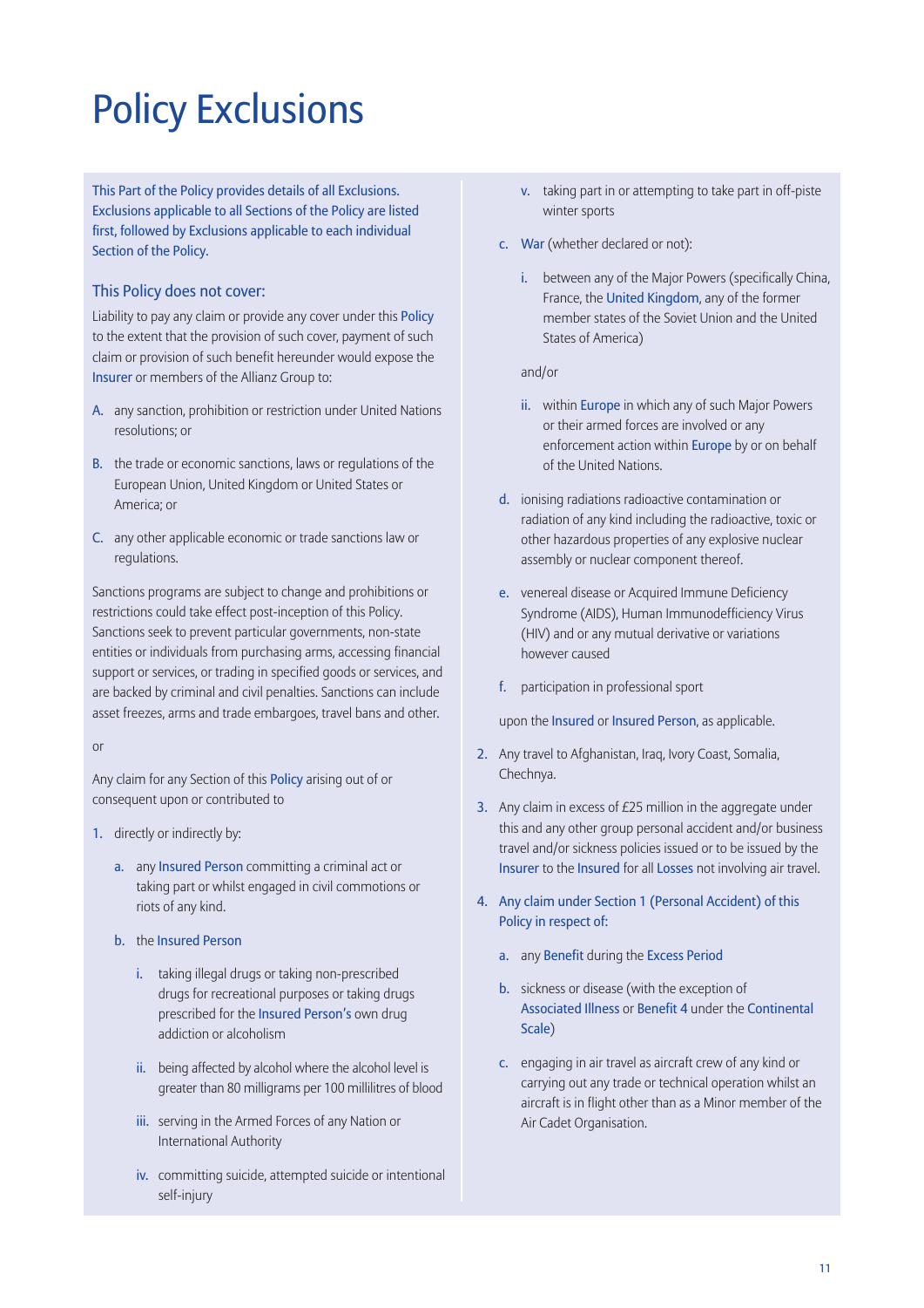# Policy Exclusions

This Part of the Policy provides details of all Exclusions. Exclusions applicable to all Sections of the Policy are listed first, followed by Exclusions applicable to each individual Section of the Policy.

## This Policy does not cover:

Liability to pay any claim or provide any cover under this Policy to the extent that the provision of such cover, payment of such claim or provision of such benefit hereunder would expose the Insurer or members of the Allianz Group to:

A. any sanction, prohibition or restriction under United Nations resolutions; or

B. the trade or economic sanctions, laws or regulations of the European Union, United Kingdom or United States or America; or

C. any other applicable economic or trade sanctions law or regulations.

Sanctions programs are subject to change and prohibitions or restrictions could take effect post-inception of this Policy. Sanctions seek to prevent particular governments, non-state entities or individuals from purchasing arms, accessing financial support or services, or trading in specified goods or services, and are backed by criminal and civil penalties. Sanctions can include asset freezes, arms and trade embargoes, travel bans and other.

or

Any claim for any Section of this Policy arising out of or consequent upon or contributed to

1. directly or indirectly by:

   a. any Insured Person committing a criminal act or taking part or whilst engaged in civil commotions or riots of any kind.

   b. the Insured Person

      i. taking illegal drugs or taking non-prescribed drugs for recreational purposes or taking drugs prescribed for the Insured Person's own drug addiction or alcoholism

      ii. being affected by alcohol where the alcohol level is greater than 80 milligrams per 100 millilitres of blood

      iii. serving in the Armed Forces of any Nation or International Authority

      iv. committing suicide, attempted suicide or intentional self-injury

      v. taking part in or attempting to take part in off-piste winter sports

   c. War (whether declared or not):

      i. between any of the Major Powers (specifically China, France, the United Kingdom, any of the former member states of the Soviet Union and the United States of America)

      and/or

      ii. within Europe in which any of such Major Powers or their armed forces are involved or any enforcement action within Europe by or on behalf of the United Nations.

   d. ionising radiations radioactive contamination or radiation of any kind including the radioactive, toxic or other hazardous properties of any explosive nuclear assembly or nuclear component thereof.

   e. venereal disease or Acquired Immune Deficiency Syndrome (AIDS), Human Immunodefficiency Virus (HIV) and or any mutual derivative or variations however caused

   f. participation in professional sport

   upon the Insured or Insured Person, as applicable.

2. Any travel to Afghanistan, Iraq, Ivory Coast, Somalia, Chechnya.

3. Any claim in excess of £25 million in the aggregate under this and any other group personal accident and/or business travel and/or sickness policies issued or to be issued by the Insurer to the Insured for all Losses not involving air travel.

4. Any claim under Section 1 (Personal Accident) of this Policy in respect of:

   a. any Benefit during the Excess Period

   b. sickness or disease (with the exception of Associated Illness or Benefit 4 under the Continental Scale)

   c. engaging in air travel as aircraft crew of any kind or carrying out any trade or technical operation whilst an aircraft is in flight other than as a Minor member of the Air Cadet Organisation.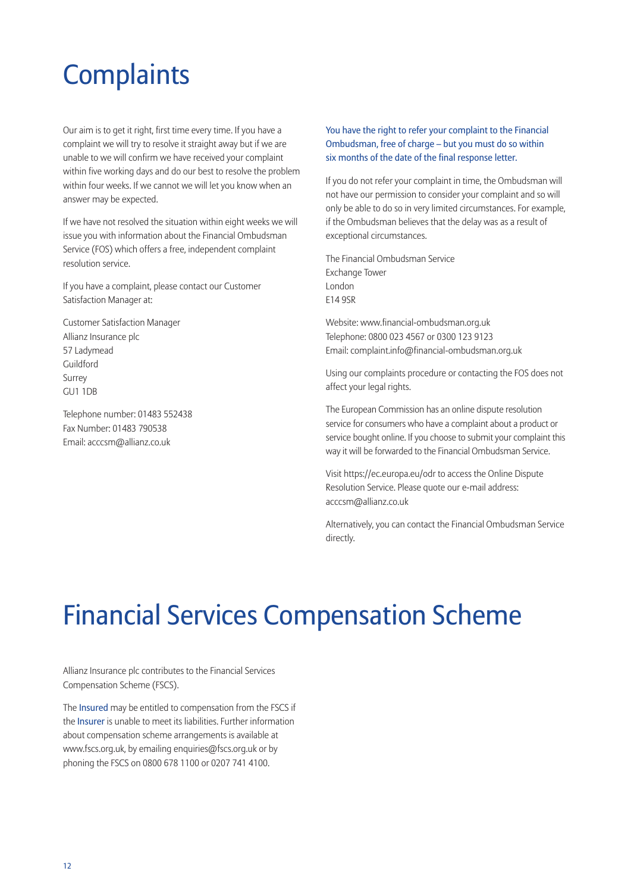# Complaints

Our aim is to get it right, first time every time. If you have a complaint we will try to resolve it straight away but if we are unable to we will confirm we have received your complaint within five working days and do our best to resolve the problem within four weeks. If we cannot we will let you know when an answer may be expected.

If we have not resolved the situation within eight weeks we will issue you with information about the Financial Ombudsman Service (FOS) which offers a free, independent complaint resolution service.

If you have a complaint, please contact our Customer Satisfaction Manager at:

Customer Satisfaction Manager
Allianz Insurance plc
57 Ladymead
Guildford
Surrey
GU1 1DB

Telephone number: 01483 552438
Fax Number: 01483 790538
Email: acccsm@allianz.co.uk

You have the right to refer your complaint to the Financial Ombudsman, free of charge – but you must do so within six months of the date of the final response letter.

If you do not refer your complaint in time, the Ombudsman will not have our permission to consider your complaint and so will only be able to do so in very limited circumstances. For example, if the Ombudsman believes that the delay was as a result of exceptional circumstances.

The Financial Ombudsman Service
Exchange Tower
London
E14 9SR

Website: www.financial-ombudsman.org.uk
Telephone: 0800 023 4567 or 0300 123 9123
Email: complaint.info@financial-ombudsman.org.uk

Using our complaints procedure or contacting the FOS does not affect your legal rights.

The European Commission has an online dispute resolution service for consumers who have a complaint about a product or service bought online. If you choose to submit your complaint this way it will be forwarded to the Financial Ombudsman Service.

Visit https://ec.europa.eu/odr to access the Online Dispute Resolution Service. Please quote our e-mail address: acccsm@allianz.co.uk

Alternatively, you can contact the Financial Ombudsman Service directly.

# Financial Services Compensation Scheme

Allianz Insurance plc contributes to the Financial Services Compensation Scheme (FSCS).

The Insured may be entitled to compensation from the FSCS if the Insurer is unable to meet its liabilities. Further information about compensation scheme arrangements is available at www.fscs.org.uk, by emailing enquiries@fscs.org.uk or by phoning the FSCS on 0800 678 1100 or 0207 741 4100.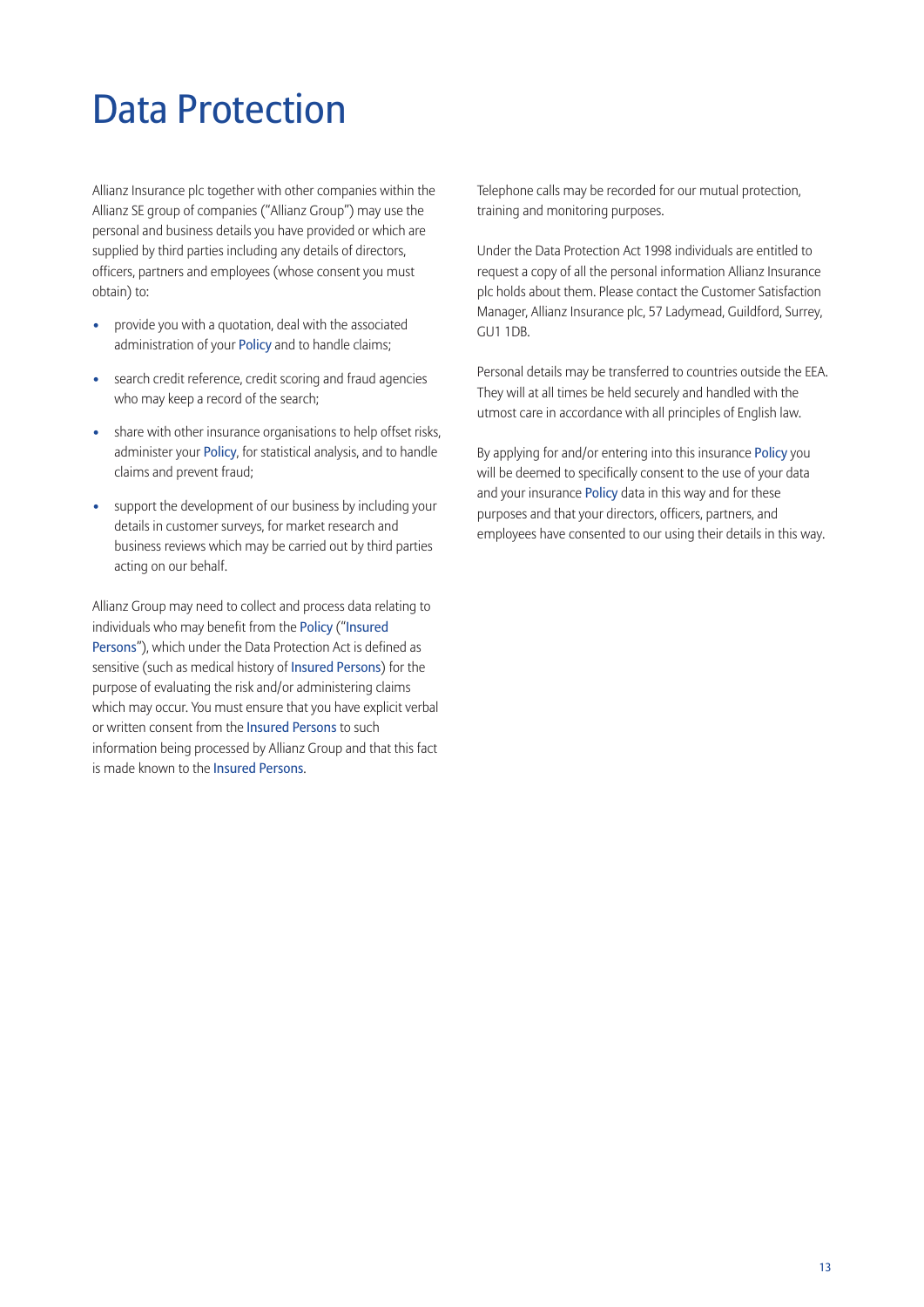# Data Protection

Allianz Insurance plc together with other companies within the Allianz SE group of companies ("Allianz Group") may use the personal and business details you have provided or which are supplied by third parties including any details of directors, officers, partners and employees (whose consent you must obtain) to:

- provide you with a quotation, deal with the associated administration of your Policy and to handle claims;
- search credit reference, credit scoring and fraud agencies who may keep a record of the search;
- share with other insurance organisations to help offset risks, administer your Policy, for statistical analysis, and to handle claims and prevent fraud;
- support the development of our business by including your details in customer surveys, for market research and business reviews which may be carried out by third parties acting on our behalf.

Allianz Group may need to collect and process data relating to individuals who may benefit from the Policy ("Insured Persons"), which under the Data Protection Act is defined as sensitive (such as medical history of Insured Persons) for the purpose of evaluating the risk and/or administering claims which may occur. You must ensure that you have explicit verbal or written consent from the Insured Persons to such information being processed by Allianz Group and that this fact is made known to the Insured Persons.

Telephone calls may be recorded for our mutual protection, training and monitoring purposes.

Under the Data Protection Act 1998 individuals are entitled to request a copy of all the personal information Allianz Insurance plc holds about them. Please contact the Customer Satisfaction Manager, Allianz Insurance plc, 57 Ladymead, Guildford, Surrey, GU1 1DB.

Personal details may be transferred to countries outside the EEA. They will at all times be held securely and handled with the utmost care in accordance with all principles of English law.

By applying for and/or entering into this insurance Policy you will be deemed to specifically consent to the use of your data and your insurance Policy data in this way and for these purposes and that your directors, officers, partners, and employees have consented to our using their details in this way.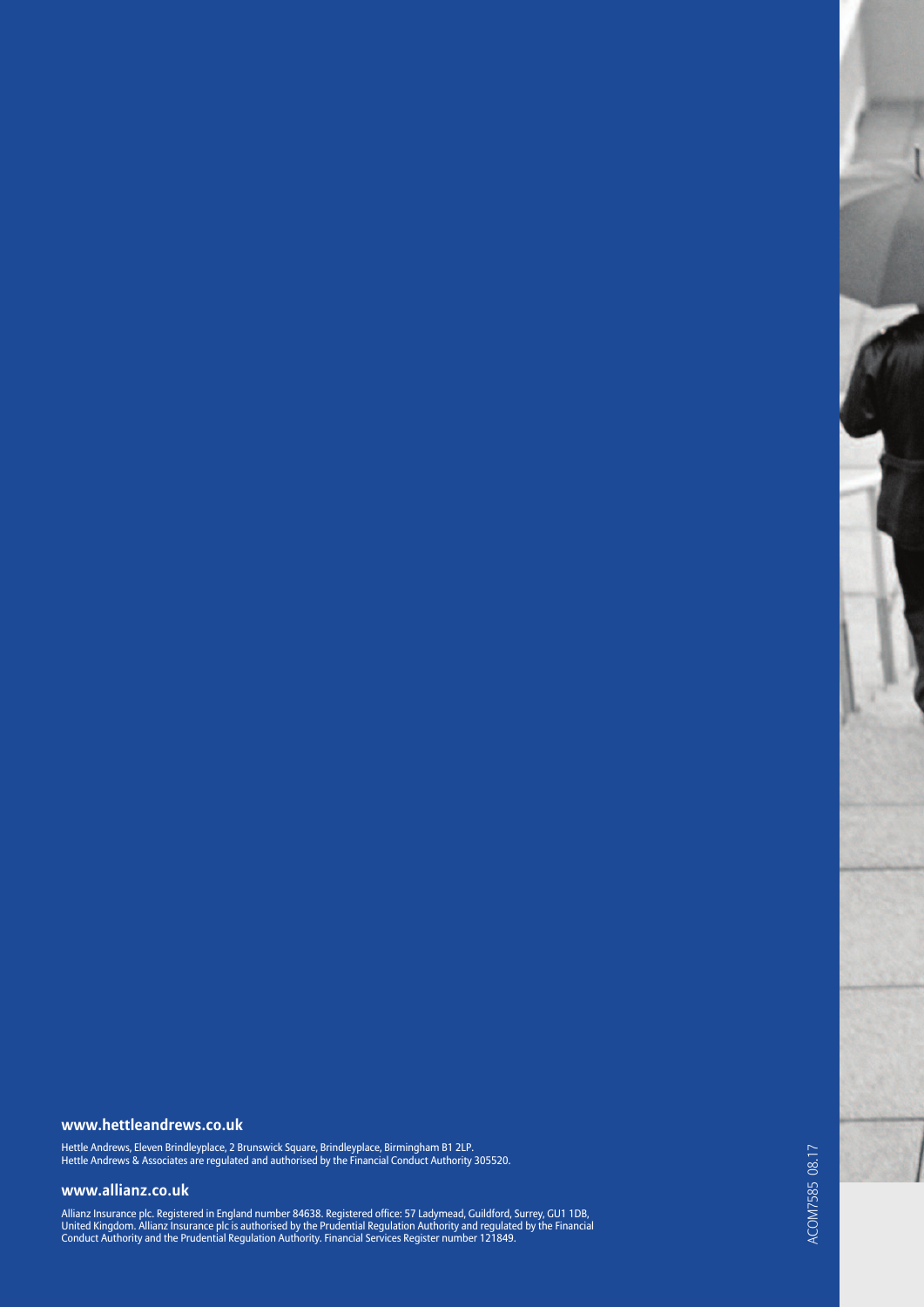**www.hettleandrews.co.uk**

Hettle Andrews, Eleven Brindleyplace, 2 Brunswick Square, Brindleyplace, Birmingham B1 2LP.
Hettle Andrews & Associates are regulated and authorised by the Financial Conduct Authority 305520.

**www.allianz.co.uk**

Allianz Insurance plc. Registered in England number 84638. Registered office: 57 Ladymead, Guildford, Surrey, GU1 1DB, United Kingdom. Allianz Insurance plc is authorised by the Prudential Regulation Authority and regulated by the Financial Conduct Authority and the Prudential Regulation Authority. Financial Services Register number 121849.

ACOM7585 08.17